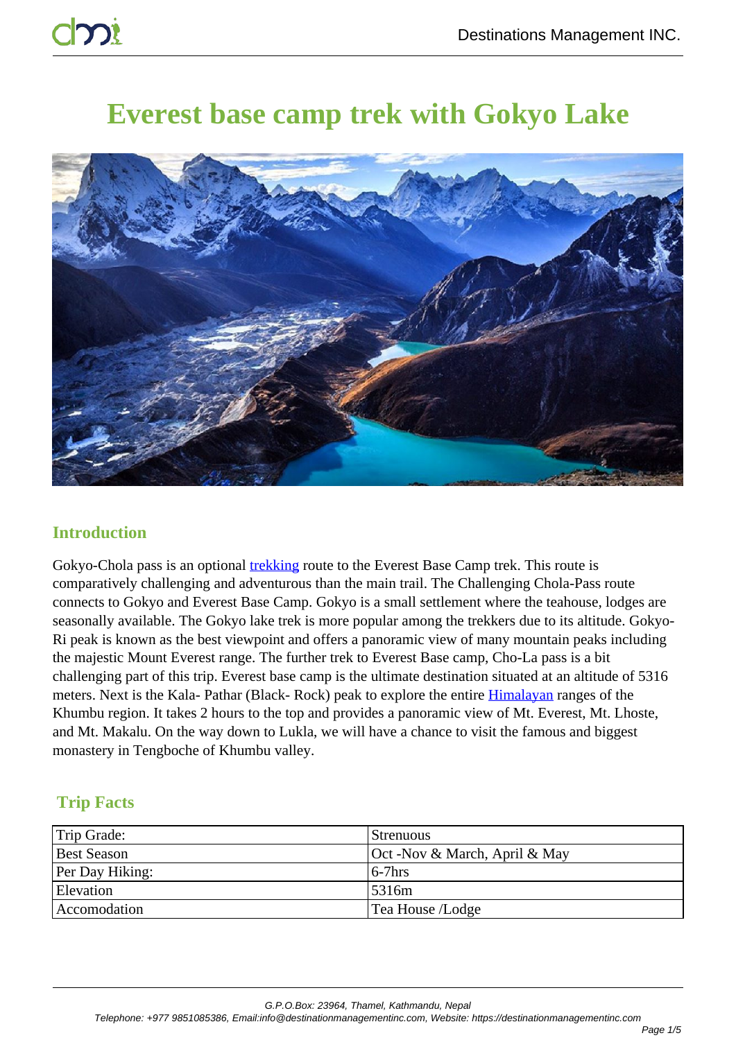# Everest base camp trek with Gokyo Lake

## Introduction

Gokyo-Chola pass is an optional trekking route to the Everest Base Camp trek. This route is comparatively challenging and adventurous than the main trail. The Challenging Chola-Pass route connects to Gokyo and Everest Base Camp. Gokyo is a small settlement where the teahouse, lodges are seasonally available. The Gokyo lake trek is more popular among the trekkers due to its altitude. Gokyo-Ri peak is known as the best viewpoint and offers a panoramic view of many mountain peaks including the majestic Mount Everest range. The further trek to Everest Base camp, Cho-La pass is a bit challenging part of this trip. Everest base camp is the ultimate destination situated at an altitude of 5316 meters. Next is the Kala- Pathar (Black- Rock) peak to explore the entire Himalayan ranges of the Khumbu region. It takes 2 hours to the top and provides a panoramic view of Mt. Everest, Mt. Lhoste, and Mt. Makalu. On the way down to Lukla, we will have a chance to visit the famous and biggest monastery in Tengboche of Khumbu valley.

## Trip Facts

| | |
|---|---|
| Trip Grade: | Strenuous |
| Best Season | Oct -Nov & March, April & May |
| Per Day Hiking: | 6-7hrs |
| Elevation | 5316m |
| Accomodation | Tea House /Lodge |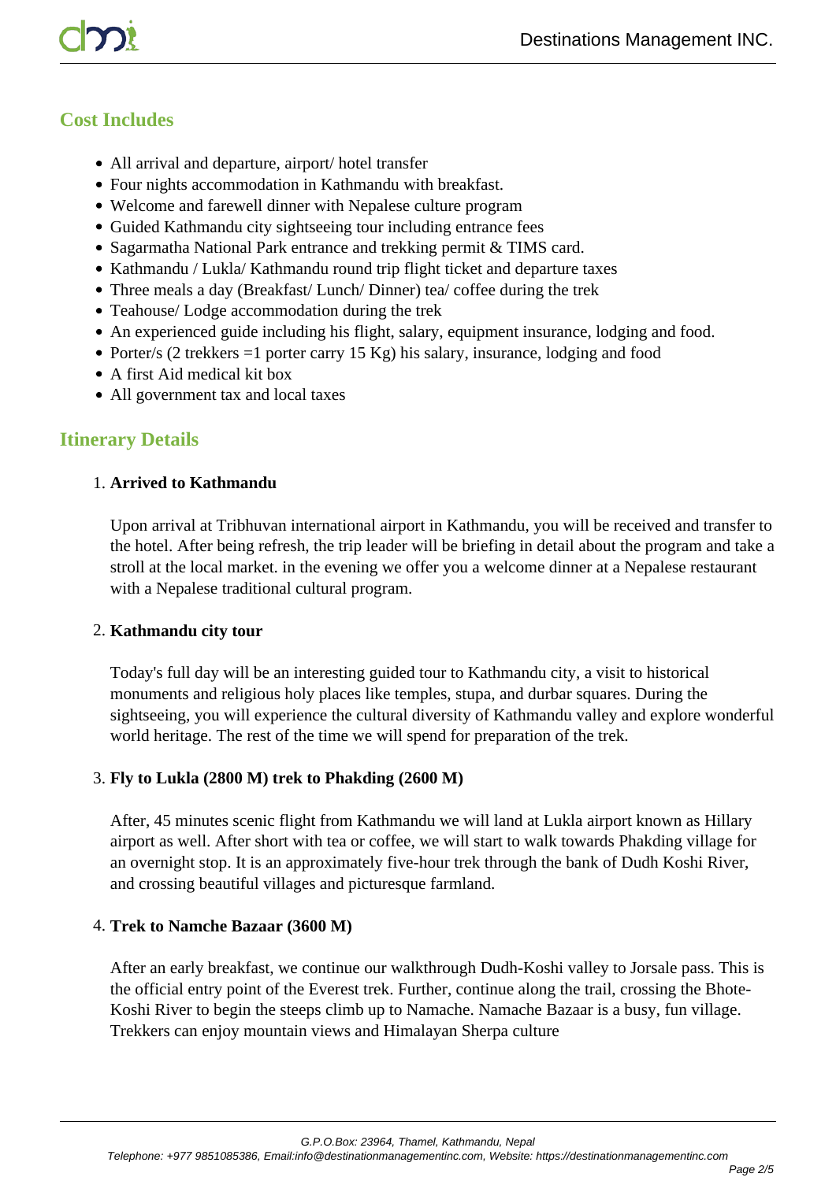## Cost Includes

- All arrival and departure, airport/ hotel transfer
- Four nights accommodation in Kathmandu with breakfast.
- Welcome and farewell dinner with Nepalese culture program
- Guided Kathmandu city sightseeing tour including entrance fees
- Sagarmatha National Park entrance and trekking permit & TIMS card.
- Kathmandu / Lukla/ Kathmandu round trip flight ticket and departure taxes
- Three meals a day (Breakfast/ Lunch/ Dinner) tea/ coffee during the trek
- Teahouse/ Lodge accommodation during the trek
- An experienced guide including his flight, salary, equipment insurance, lodging and food.
- Porter/s (2 trekkers =1 porter carry 15 Kg) his salary, insurance, lodging and food
- A first Aid medical kit box
- All government tax and local taxes

## Itinerary Details

1. **Arrived to Kathmandu**

   Upon arrival at Tribhuvan international airport in Kathmandu, you will be received and transfer to the hotel. After being refresh, the trip leader will be briefing in detail about the program and take a stroll at the local market. in the evening we offer you a welcome dinner at a Nepalese restaurant with a Nepalese traditional cultural program.

2. **Kathmandu city tour**

   Today's full day will be an interesting guided tour to Kathmandu city, a visit to historical monuments and religious holy places like temples, stupa, and durbar squares. During the sightseeing, you will experience the cultural diversity of Kathmandu valley and explore wonderful world heritage. The rest of the time we will spend for preparation of the trek.

3. **Fly to Lukla (2800 M) trek to Phakding (2600 M)**

   After, 45 minutes scenic flight from Kathmandu we will land at Lukla airport known as Hillary airport as well. After short with tea or coffee, we will start to walk towards Phakding village for an overnight stop. It is an approximately five-hour trek through the bank of Dudh Koshi River, and crossing beautiful villages and picturesque farmland.

4. **Trek to Namche Bazaar (3600 M)**

   After an early breakfast, we continue our walkthrough Dudh-Koshi valley to Jorsale pass. This is the official entry point of the Everest trek. Further, continue along the trail, crossing the Bhote-Koshi River to begin the steeps climb up to Namache. Namache Bazaar is a busy, fun village. Trekkers can enjoy mountain views and Himalayan Sherpa culture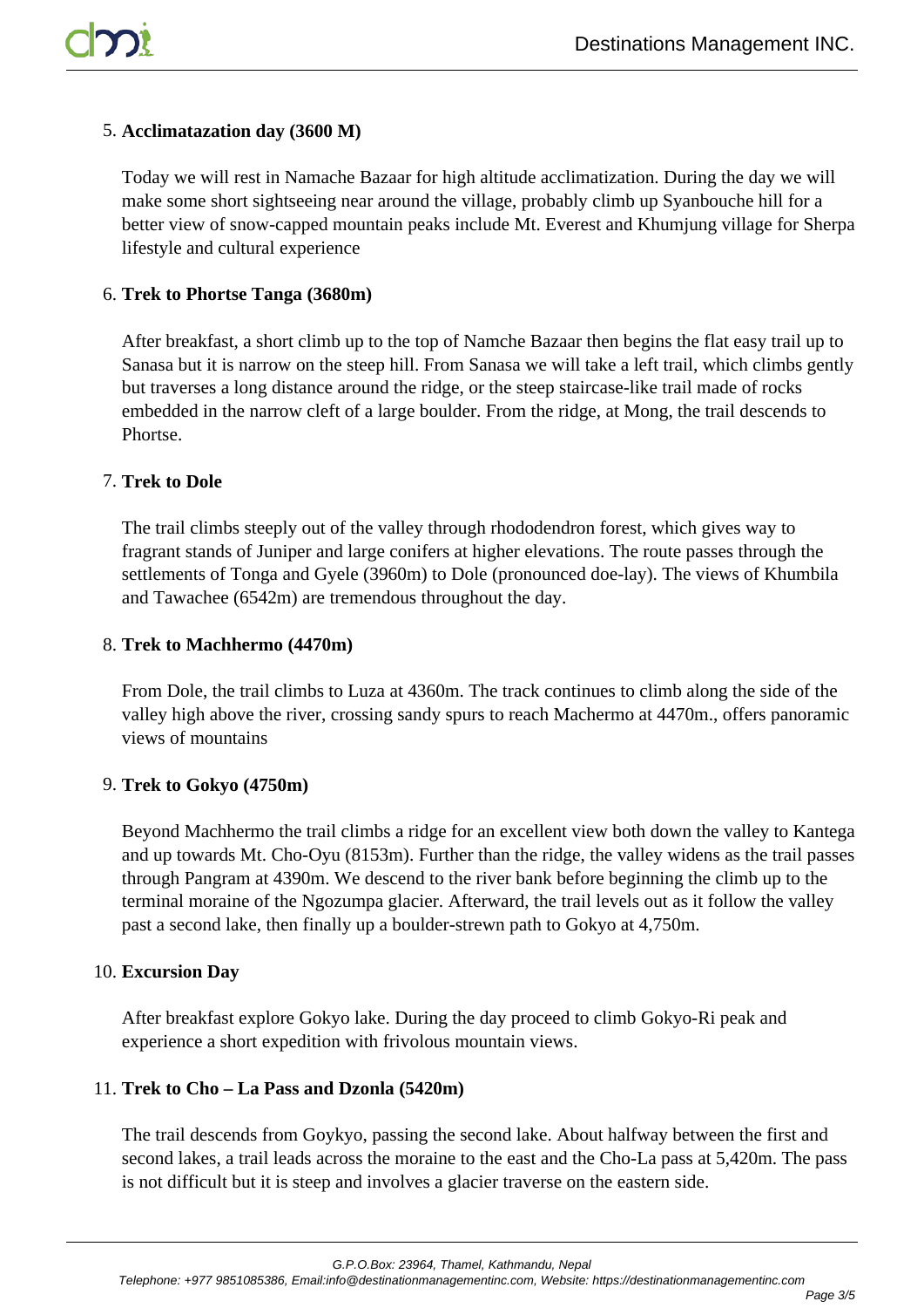5. **Acclimatazation day (3600 M)**

   Today we will rest in Namache Bazaar for high altitude acclimatization. During the day we will make some short sightseeing near around the village, probably climb up Syanbouche hill for a better view of snow-capped mountain peaks include Mt. Everest and Khumjung village for Sherpa lifestyle and cultural experience

6. **Trek to Phortse Tanga (3680m)**

   After breakfast, a short climb up to the top of Namche Bazaar then begins the flat easy trail up to Sanasa but it is narrow on the steep hill. From Sanasa we will take a left trail, which climbs gently but traverses a long distance around the ridge, or the steep staircase-like trail made of rocks embedded in the narrow cleft of a large boulder. From the ridge, at Mong, the trail descends to Phortse.

7. **Trek to Dole**

   The trail climbs steeply out of the valley through rhododendron forest, which gives way to fragrant stands of Juniper and large conifers at higher elevations. The route passes through the settlements of Tonga and Gyele (3960m) to Dole (pronounced doe-lay). The views of Khumbila and Tawachee (6542m) are tremendous throughout the day.

8. **Trek to Machhermo (4470m)**

   From Dole, the trail climbs to Luza at 4360m. The track continues to climb along the side of the valley high above the river, crossing sandy spurs to reach Machermo at 4470m., offers panoramic views of mountains

9. **Trek to Gokyo (4750m)**

   Beyond Machhermo the trail climbs a ridge for an excellent view both down the valley to Kantega and up towards Mt. Cho-Oyu (8153m). Further than the ridge, the valley widens as the trail passes through Pangram at 4390m. We descend to the river bank before beginning the climb up to the terminal moraine of the Ngozumpa glacier. Afterward, the trail levels out as it follow the valley past a second lake, then finally up a boulder-strewn path to Gokyo at 4,750m.

10. **Excursion Day**

    After breakfast explore Gokyo lake. During the day proceed to climb Gokyo-Ri peak and experience a short expedition with frivolous mountain views.

11. **Trek to Cho – La Pass and Dzonla (5420m)**

    The trail descends from Goykyo, passing the second lake. About halfway between the first and second lakes, a trail leads across the moraine to the east and the Cho-La pass at 5,420m. The pass is not difficult but it is steep and involves a glacier traverse on the eastern side.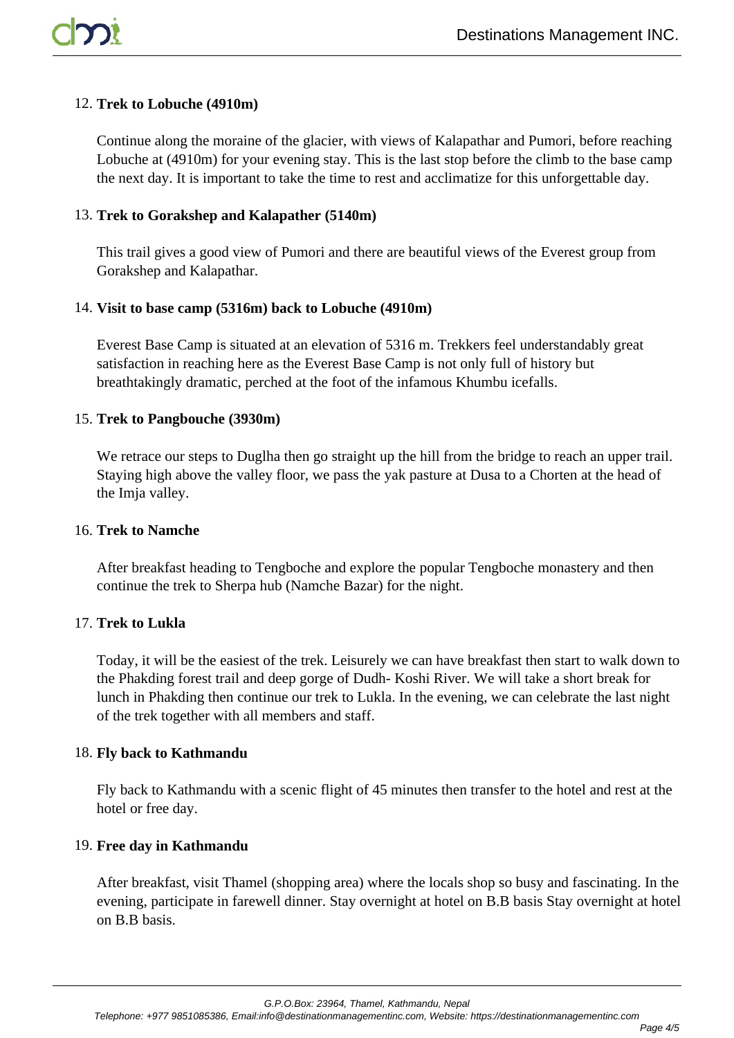12. **Trek to Lobuche (4910m)**

    Continue along the moraine of the glacier, with views of Kalapathar and Pumori, before reaching Lobuche at (4910m) for your evening stay. This is the last stop before the climb to the base camp the next day. It is important to take the time to rest and acclimatize for this unforgettable day.

13. **Trek to Gorakshep and Kalapather (5140m)**

    This trail gives a good view of Pumori and there are beautiful views of the Everest group from Gorakshep and Kalapathar.

14. **Visit to base camp (5316m) back to Lobuche (4910m)**

    Everest Base Camp is situated at an elevation of 5316 m. Trekkers feel understandably great satisfaction in reaching here as the Everest Base Camp is not only full of history but breathtakingly dramatic, perched at the foot of the infamous Khumbu icefalls.

15. **Trek to Pangbouche (3930m)**

    We retrace our steps to Duglha then go straight up the hill from the bridge to reach an upper trail. Staying high above the valley floor, we pass the yak pasture at Dusa to a Chorten at the head of the Imja valley.

16. **Trek to Namche**

    After breakfast heading to Tengboche and explore the popular Tengboche monastery and then continue the trek to Sherpa hub (Namche Bazar) for the night.

17. **Trek to Lukla**

    Today, it will be the easiest of the trek. Leisurely we can have breakfast then start to walk down to the Phakding forest trail and deep gorge of Dudh- Koshi River. We will take a short break for lunch in Phakding then continue our trek to Lukla. In the evening, we can celebrate the last night of the trek together with all members and staff.

18. **Fly back to Kathmandu**

    Fly back to Kathmandu with a scenic flight of 45 minutes then transfer to the hotel and rest at the hotel or free day.

19. **Free day in Kathmandu**

    After breakfast, visit Thamel (shopping area) where the locals shop so busy and fascinating. In the evening, participate in farewell dinner. Stay overnight at hotel on B.B basis Stay overnight at hotel on B.B basis.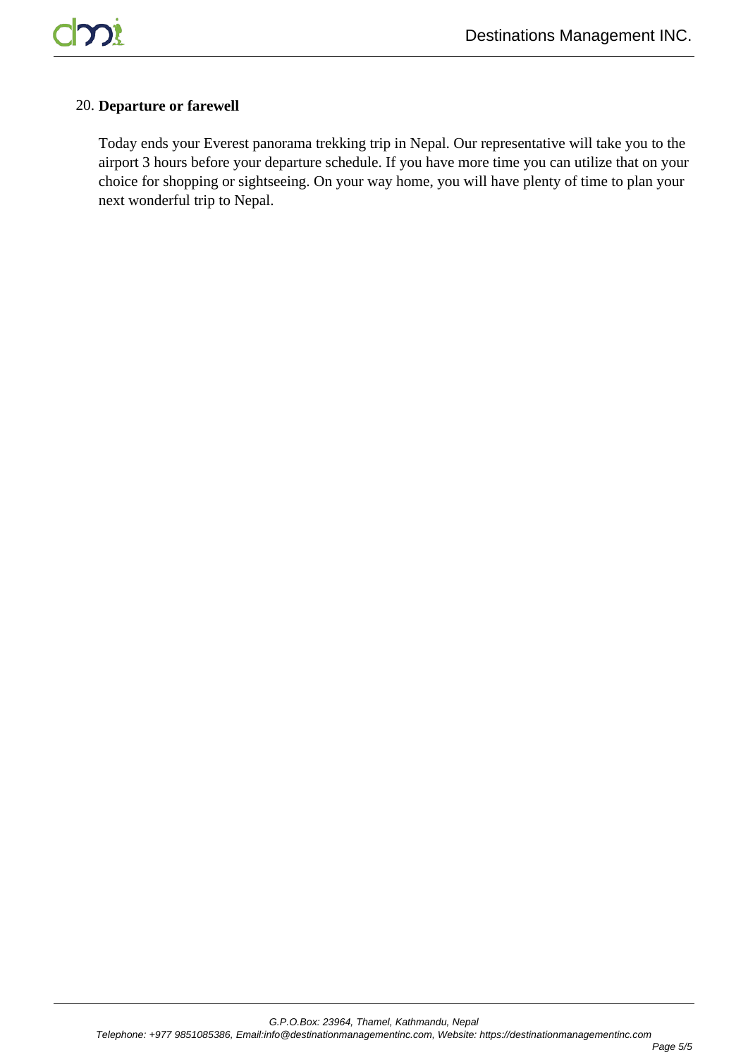20. **Departure or farewell**

    Today ends your Everest panorama trekking trip in Nepal. Our representative will take you to the airport 3 hours before your departure schedule. If you have more time you can utilize that on your choice for shopping or sightseeing. On your way home, you will have plenty of time to plan your next wonderful trip to Nepal.